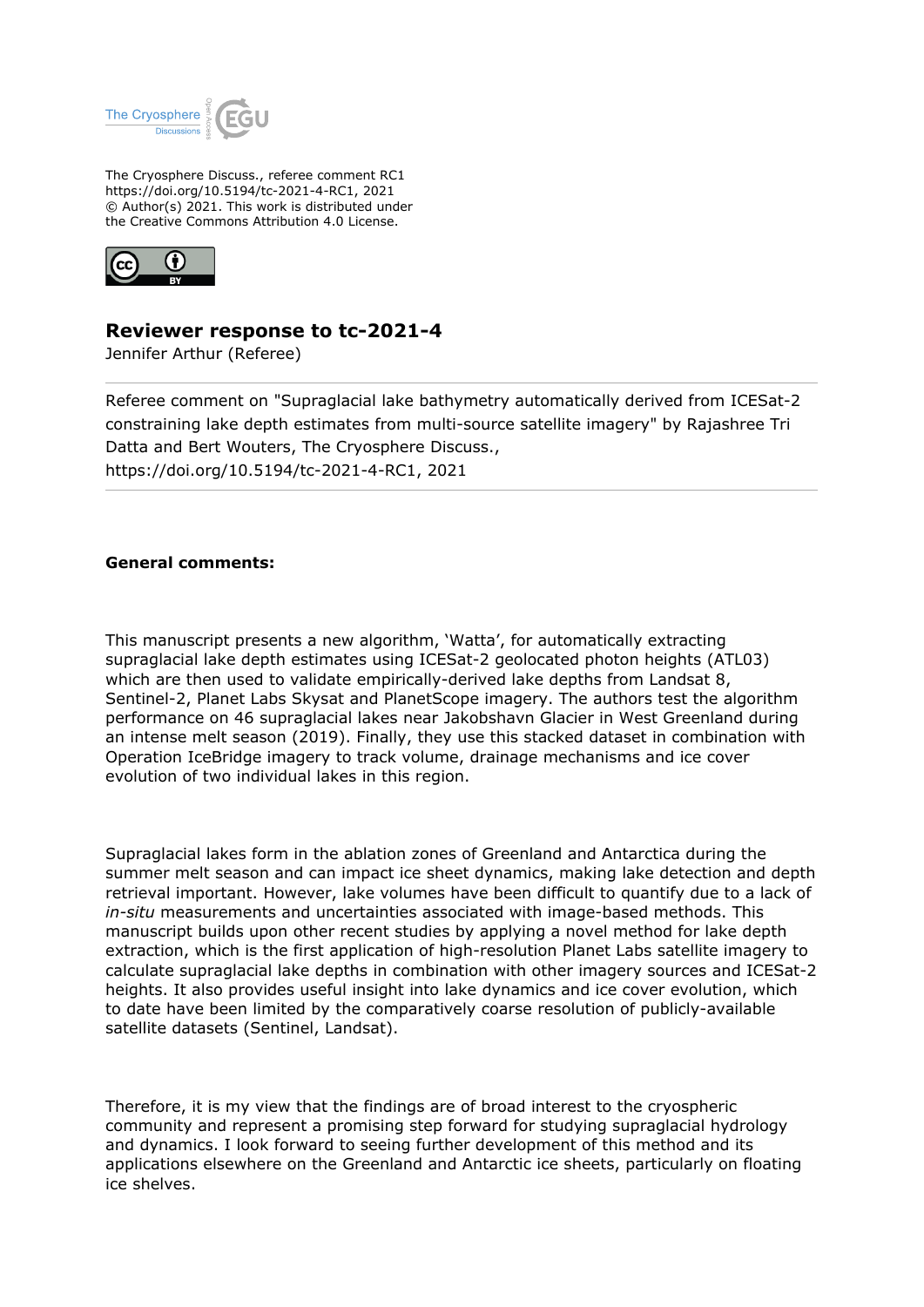The Cryosphere Discuss., referee comment RC1
https://doi.org/10.5194/tc-2021-4-RC1, 2021
© Author(s) 2021. This work is distributed under
the Creative Commons Attribution 4.0 License.

## Reviewer response to tc-2021-4

Jennifer Arthur (Referee)

---

Referee comment on "Supraglacial lake bathymetry automatically derived from ICESat-2 constraining lake depth estimates from multi-source satellite imagery" by Rajashree Tri Datta and Bert Wouters, The Cryosphere Discuss., https://doi.org/10.5194/tc-2021-4-RC1, 2021

---

**General comments:**

This manuscript presents a new algorithm, 'Watta', for automatically extracting supraglacial lake depth estimates using ICESat-2 geolocated photon heights (ATL03) which are then used to validate empirically-derived lake depths from Landsat 8, Sentinel-2, Planet Labs Skysat and PlanetScope imagery. The authors test the algorithm performance on 46 supraglacial lakes near Jakobshavn Glacier in West Greenland during an intense melt season (2019). Finally, they use this stacked dataset in combination with Operation IceBridge imagery to track volume, drainage mechanisms and ice cover evolution of two individual lakes in this region.

Supraglacial lakes form in the ablation zones of Greenland and Antarctica during the summer melt season and can impact ice sheet dynamics, making lake detection and depth retrieval important. However, lake volumes have been difficult to quantify due to a lack of *in-situ* measurements and uncertainties associated with image-based methods. This manuscript builds upon other recent studies by applying a novel method for lake depth extraction, which is the first application of high-resolution Planet Labs satellite imagery to calculate supraglacial lake depths in combination with other imagery sources and ICESat-2 heights. It also provides useful insight into lake dynamics and ice cover evolution, which to date have been limited by the comparatively coarse resolution of publicly-available satellite datasets (Sentinel, Landsat).

Therefore, it is my view that the findings are of broad interest to the cryospheric community and represent a promising step forward for studying supraglacial hydrology and dynamics. I look forward to seeing further development of this method and its applications elsewhere on the Greenland and Antarctic ice sheets, particularly on floating ice shelves.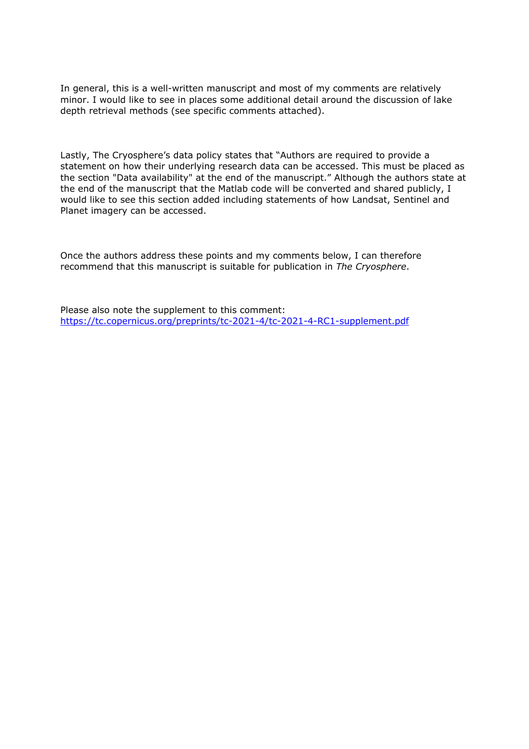In general, this is a well-written manuscript and most of my comments are relatively minor. I would like to see in places some additional detail around the discussion of lake depth retrieval methods (see specific comments attached).

Lastly, The Cryosphere's data policy states that "Authors are required to provide a statement on how their underlying research data can be accessed. This must be placed as the section "Data availability" at the end of the manuscript." Although the authors state at the end of the manuscript that the Matlab code will be converted and shared publicly, I would like to see this section added including statements of how Landsat, Sentinel and Planet imagery can be accessed.

Once the authors address these points and my comments below, I can therefore recommend that this manuscript is suitable for publication in *The Cryosphere*.

Please also note the supplement to this comment:
https://tc.copernicus.org/preprints/tc-2021-4/tc-2021-4-RC1-supplement.pdf